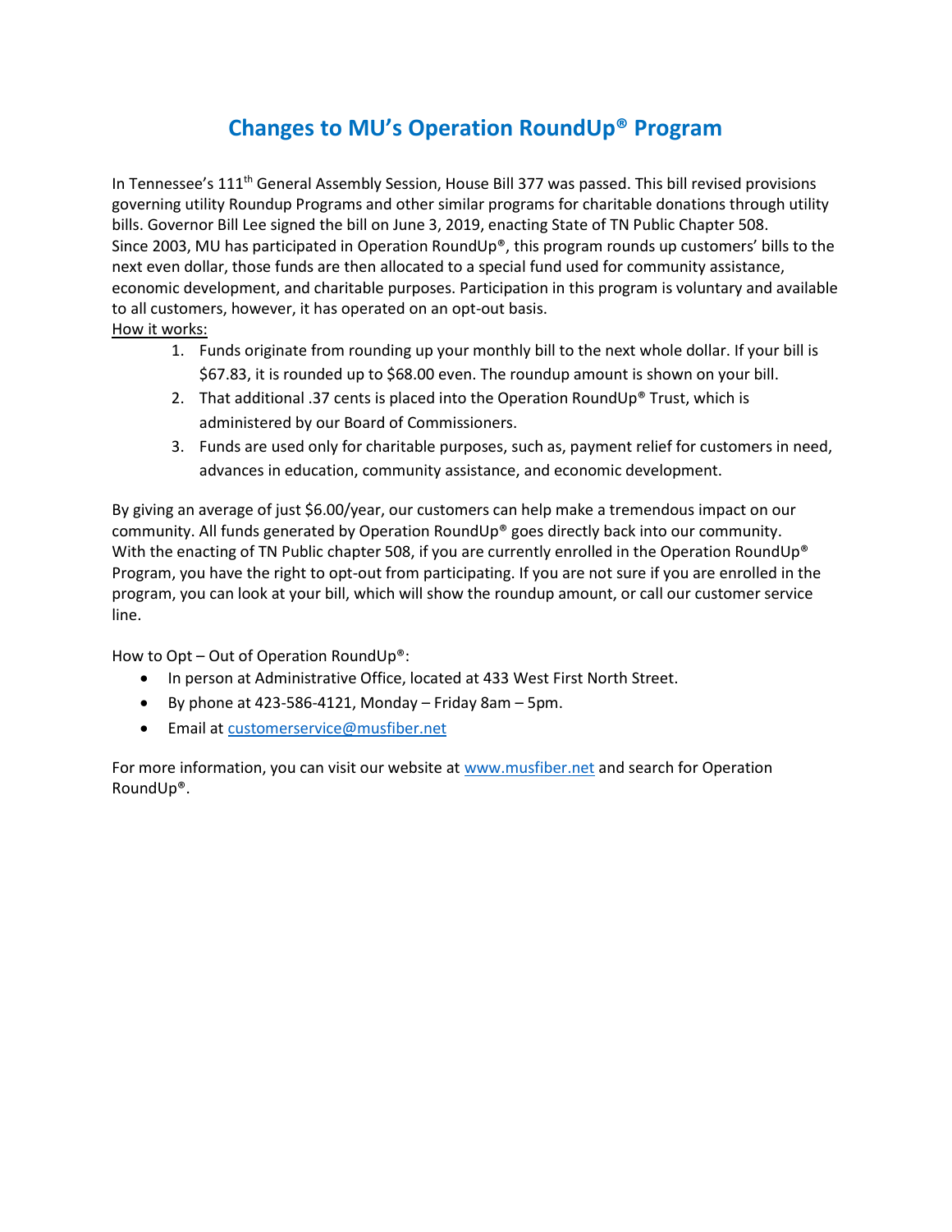# Changes to MU's Operation RoundUp® Program

In Tennessee's 111th General Assembly Session, House Bill 377 was passed. This bill revised provisions governing utility Roundup Programs and other similar programs for charitable donations through utility bills. Governor Bill Lee signed the bill on June 3, 2019, enacting State of TN Public Chapter 508. Since 2003, MU has participated in Operation RoundUp®, this program rounds up customers' bills to the next even dollar, those funds are then allocated to a special fund used for community assistance, economic development, and charitable purposes. Participation in this program is voluntary and available to all customers, however, it has operated on an opt-out basis.

How it works:

1. Funds originate from rounding up your monthly bill to the next whole dollar. If your bill is $67.83, it is rounded up to $68.00 even. The roundup amount is shown on your bill.
2. That additional .37 cents is placed into the Operation RoundUp® Trust, which is administered by our Board of Commissioners.
3. Funds are used only for charitable purposes, such as, payment relief for customers in need, advances in education, community assistance, and economic development.

By giving an average of just $6.00/year, our customers can help make a tremendous impact on our community. All funds generated by Operation RoundUp® goes directly back into our community. With the enacting of TN Public chapter 508, if you are currently enrolled in the Operation RoundUp® Program, you have the right to opt-out from participating. If you are not sure if you are enrolled in the program, you can look at your bill, which will show the roundup amount, or call our customer service line.

How to Opt – Out of Operation RoundUp®:

- In person at Administrative Office, located at 433 West First North Street.
- By phone at 423-586-4121, Monday – Friday 8am – 5pm.
- Email at customerservice@musfiber.net

For more information, you can visit our website at www.musfiber.net and search for Operation RoundUp®.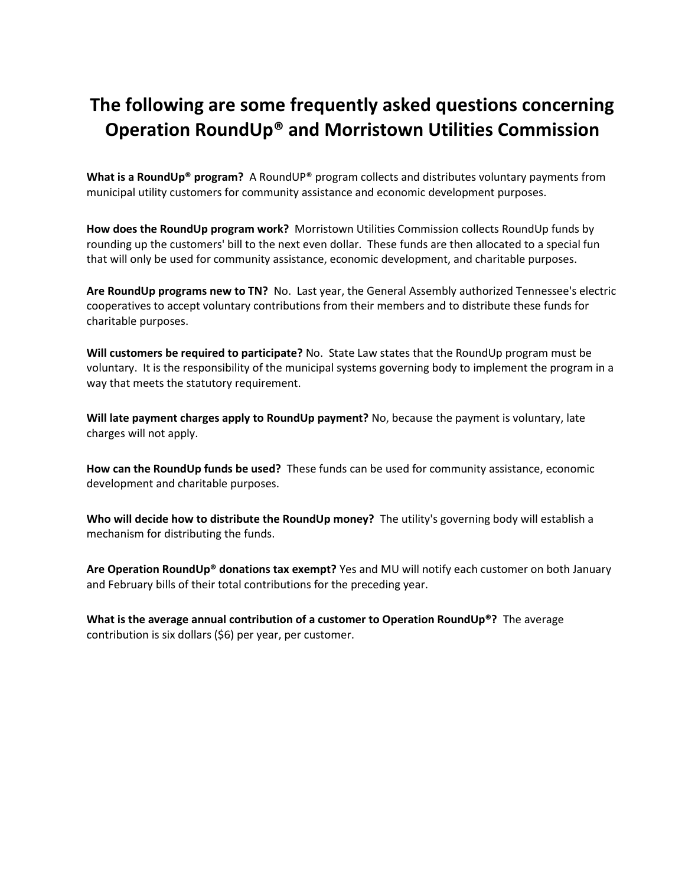# The following are some frequently asked questions concerning Operation RoundUp® and Morristown Utilities Commission

**What is a RoundUp® program?** A RoundUP® program collects and distributes voluntary payments from municipal utility customers for community assistance and economic development purposes.

**How does the RoundUp program work?** Morristown Utilities Commission collects RoundUp funds by rounding up the customers' bill to the next even dollar. These funds are then allocated to a special fun that will only be used for community assistance, economic development, and charitable purposes.

**Are RoundUp programs new to TN?** No. Last year, the General Assembly authorized Tennessee's electric cooperatives to accept voluntary contributions from their members and to distribute these funds for charitable purposes.

**Will customers be required to participate?** No. State Law states that the RoundUp program must be voluntary. It is the responsibility of the municipal systems governing body to implement the program in a way that meets the statutory requirement.

**Will late payment charges apply to RoundUp payment?** No, because the payment is voluntary, late charges will not apply.

**How can the RoundUp funds be used?** These funds can be used for community assistance, economic development and charitable purposes.

**Who will decide how to distribute the RoundUp money?** The utility's governing body will establish a mechanism for distributing the funds.

**Are Operation RoundUp® donations tax exempt?** Yes and MU will notify each customer on both January and February bills of their total contributions for the preceding year.

**What is the average annual contribution of a customer to Operation RoundUp®?** The average contribution is six dollars ($6) per year, per customer.